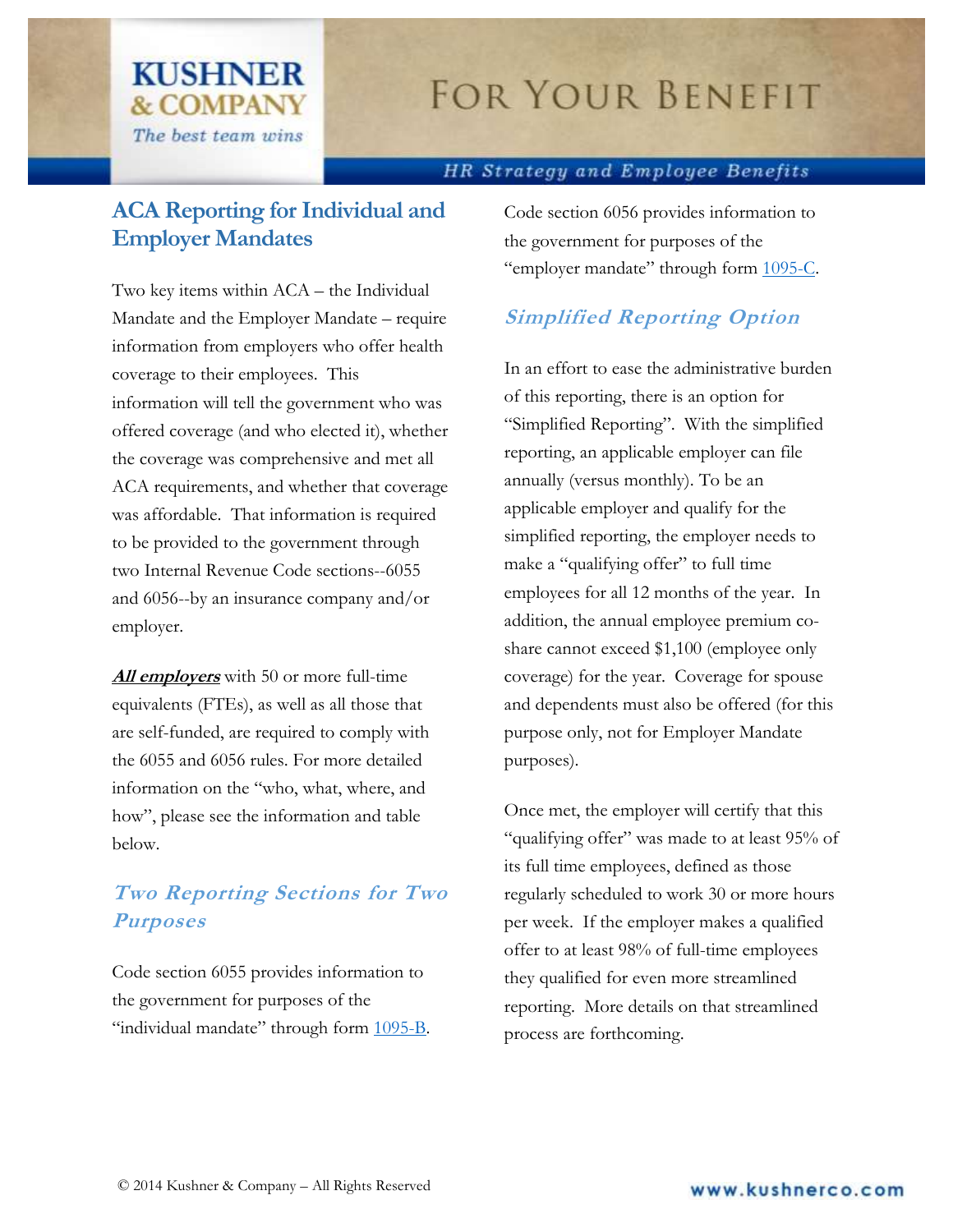# ACA Reporting for Individual and Employer Mandates

Two key items within ACA – the Individual Mandate and the Employer Mandate – require information from employers who offer health coverage to their employees. This information will tell the government who was offered coverage (and who elected it), whether the coverage was comprehensive and met all ACA requirements, and whether that coverage was affordable. That information is required to be provided to the government through two Internal Revenue Code sections--6055 and 6056--by an insurance company and/or employer.

***All employers*** with 50 or more full-time equivalents (FTEs), as well as all those that are self-funded, are required to comply with the 6055 and 6056 rules. For more detailed information on the "who, what, where, and how", please see the information and table below.

## *Two Reporting Sections for Two Purposes*

Code section 6055 provides information to the government for purposes of the "individual mandate" through form 1095-B.

Code section 6056 provides information to the government for purposes of the "employer mandate" through form 1095-C.

## *Simplified Reporting Option*

In an effort to ease the administrative burden of this reporting, there is an option for "Simplified Reporting". With the simplified reporting, an applicable employer can file annually (versus monthly). To be an applicable employer and qualify for the simplified reporting, the employer needs to make a "qualifying offer" to full time employees for all 12 months of the year. In addition, the annual employee premium co-share cannot exceed $1,100 (employee only coverage) for the year. Coverage for spouse and dependents must also be offered (for this purpose only, not for Employer Mandate purposes).

Once met, the employer will certify that this "qualifying offer" was made to at least 95% of its full time employees, defined as those regularly scheduled to work 30 or more hours per week. If the employer makes a qualified offer to at least 98% of full-time employees they qualified for even more streamlined reporting. More details on that streamlined process are forthcoming.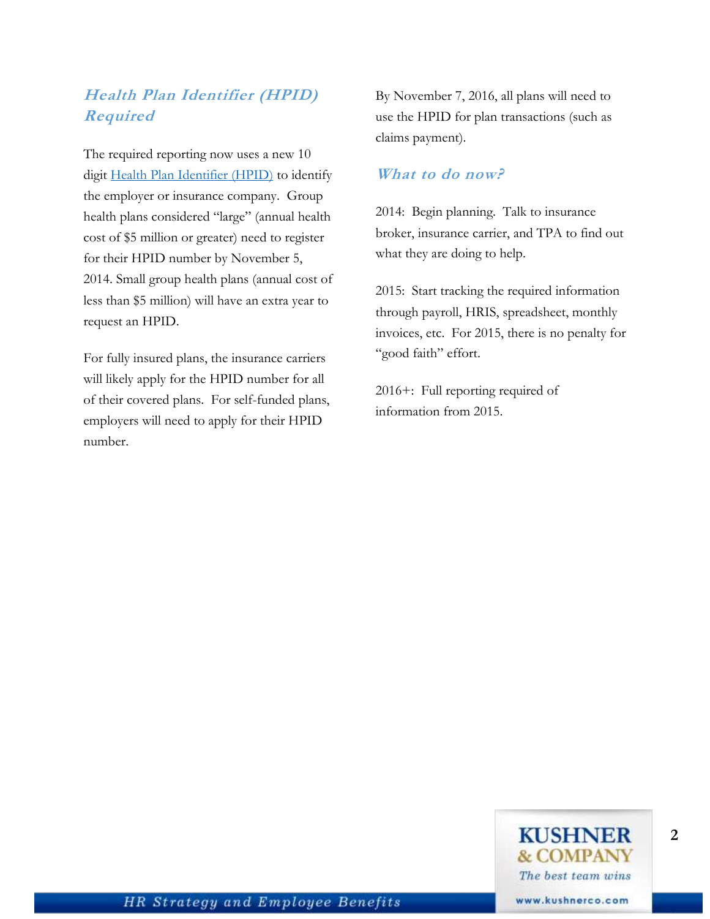## *Health Plan Identifier (HPID) Required*

The required reporting now uses a new 10 digit Health Plan Identifier (HPID) to identify the employer or insurance company. Group health plans considered "large" (annual health cost of $5 million or greater) need to register for their HPID number by November 5, 2014. Small group health plans (annual cost of less than $5 million) will have an extra year to request an HPID.

For fully insured plans, the insurance carriers will likely apply for the HPID number for all of their covered plans. For self-funded plans, employers will need to apply for their HPID number.

By November 7, 2016, all plans will need to use the HPID for plan transactions (such as claims payment).

## *What to do now?*

2014: Begin planning. Talk to insurance broker, insurance carrier, and TPA to find out what they are doing to help.

2015: Start tracking the required information through payroll, HRIS, spreadsheet, monthly invoices, etc. For 2015, there is no penalty for "good faith" effort.

2016+: Full reporting required of information from 2015.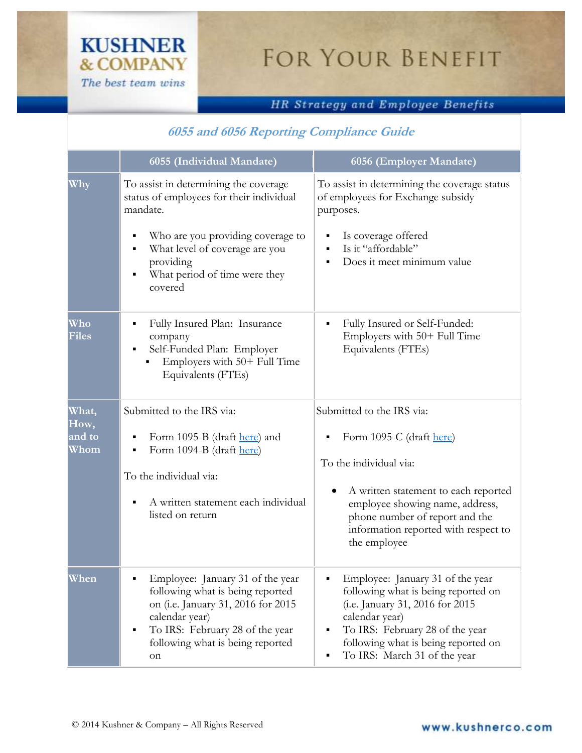## 6055 and 6056 Reporting Compliance Guide

| | 6055 (Individual Mandate) | 6056 (Employer Mandate) |
|---|---|---|
| **Why** | To assist in determining the coverage status of employees for their individual mandate.<br><br>▪ Who are you providing coverage to<br>▪ What level of coverage are you providing<br>▪ What period of time were they covered | To assist in determining the coverage status of employees for Exchange subsidy purposes.<br><br>▪ Is coverage offered<br>▪ Is it "affordable"<br>▪ Does it meet minimum value |
| **Who Files** | ▪ Fully Insured Plan: Insurance company<br>▪ Self-Funded Plan: Employer<br>&nbsp;&nbsp;&nbsp;&nbsp;▪ Employers with 50+ Full Time Equivalents (FTEs) | ▪ Fully Insured or Self-Funded: Employers with 50+ Full Time Equivalents (FTEs) |
| **What, How, and to Whom** | Submitted to the IRS via:<br><br>▪ Form 1095-B (draft here) and<br>▪ Form 1094-B (draft here)<br><br>To the individual via:<br><br>▪ A written statement each individual listed on return | Submitted to the IRS via:<br><br>▪ Form 1095-C (draft here)<br><br>To the individual via:<br><br>• A written statement to each reported employee showing name, address, phone number of report and the information reported with respect to the employee |
| **When** | ▪ Employee: January 31 of the year following what is being reported on (i.e. January 31, 2016 for 2015 calendar year)<br>▪ To IRS: February 28 of the year following what is being reported on | ▪ Employee: January 31 of the year following what is being reported on (i.e. January 31, 2016 for 2015 calendar year)<br>▪ To IRS: February 28 of the year following what is being reported on<br>▪ To IRS: March 31 of the year |

© 2014 Kushner & Company – All Rights Reserved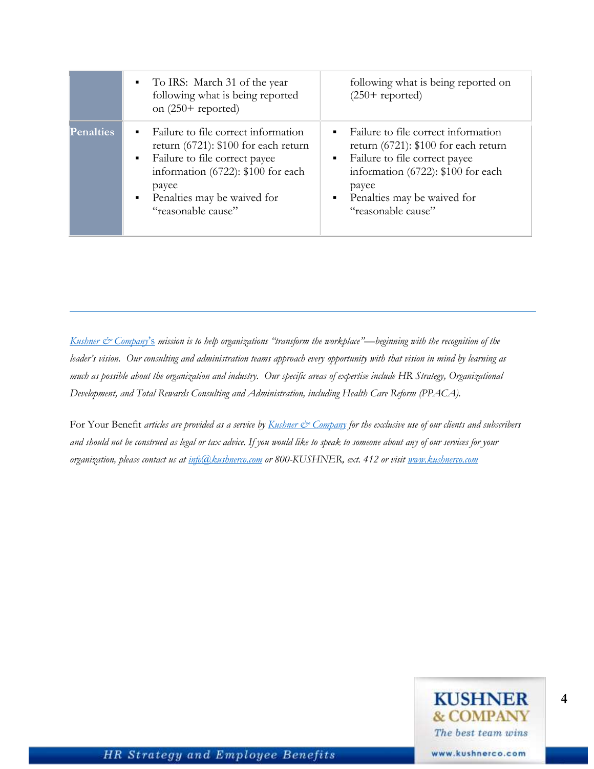| | | |
|---|---|---|
| | ▪ To IRS: March 31 of the year following what is being reported on (250+ reported) | following what is being reported on (250+ reported) |
| **Penalties** | ▪ Failure to file correct information return (6721): $100 for each return<br>▪ Failure to file correct payee information (6722): $100 for each payee<br>▪ Penalties may be waived for "reasonable cause" | ▪ Failure to file correct information return (6721): $100 for each return<br>▪ Failure to file correct payee information (6722): $100 for each payee<br>▪ Penalties may be waived for "reasonable cause" |

---

*[Kushner & Company](http://www.kushnerco.com)'s mission is to help organizations "transform the workplace"—beginning with the recognition of the leader's vision. Our consulting and administration teams approach every opportunity with that vision in mind by learning as much as possible about the organization and industry. Our specific areas of expertise include HR Strategy, Organizational Development, and Total Rewards Consulting and Administration, including Health Care Reform (PPACA).*

For Your Benefit *articles are provided as a service by [Kushner & Company](http://www.kushnerco.com) for the exclusive use of our clients and subscribers and should not be construed as legal or tax advice. If you would like to speak to someone about any of our services for your organization, please contact us at [info@kushnerco.com](mailto:info@kushnerco.com) or 800-KUSHNER, ext. 412 or visit [www.kushnerco.com](http://www.kushnerco.com)*